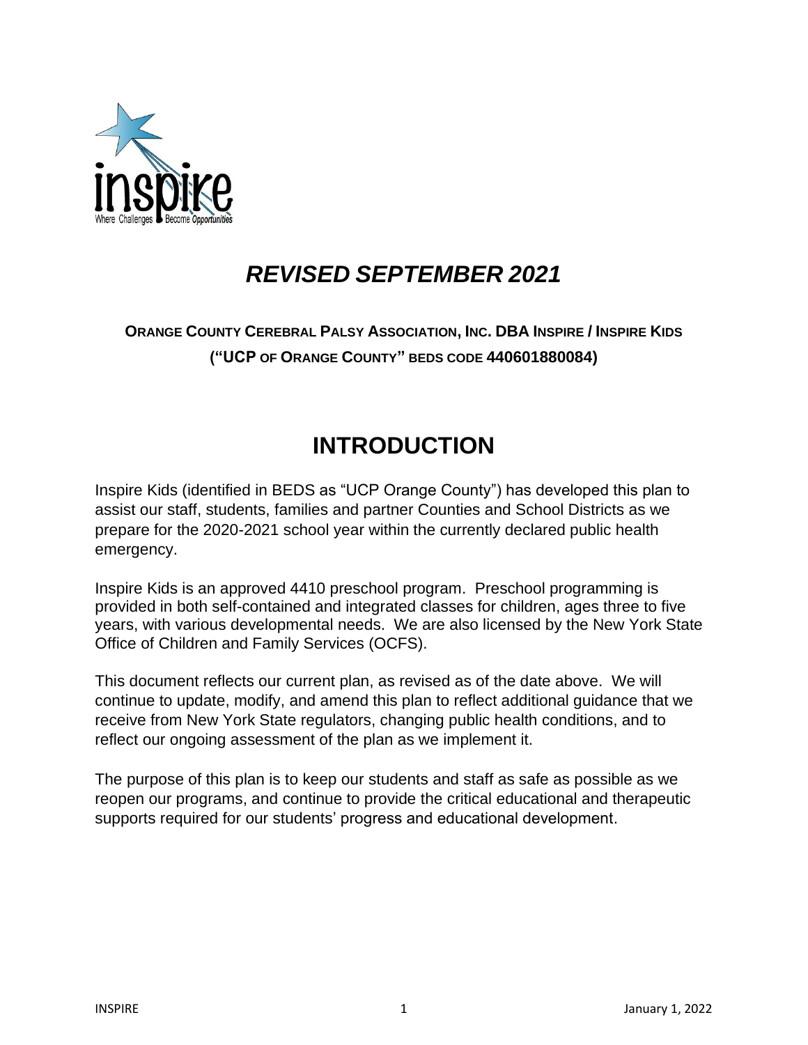# *REVISED SEPTEMBER 2021*

**ORANGE COUNTY CEREBRAL PALSY ASSOCIATION, INC. DBA INSPIRE / INSPIRE KIDS ("UCP OF ORANGE COUNTY" BEDS CODE 440601880084)**

# INTRODUCTION

Inspire Kids (identified in BEDS as "UCP Orange County") has developed this plan to assist our staff, students, families and partner Counties and School Districts as we prepare for the 2020-2021 school year within the currently declared public health emergency.

Inspire Kids is an approved 4410 preschool program. Preschool programming is provided in both self-contained and integrated classes for children, ages three to five years, with various developmental needs. We are also licensed by the New York State Office of Children and Family Services (OCFS).

This document reflects our current plan, as revised as of the date above. We will continue to update, modify, and amend this plan to reflect additional guidance that we receive from New York State regulators, changing public health conditions, and to reflect our ongoing assessment of the plan as we implement it.

The purpose of this plan is to keep our students and staff as safe as possible as we reopen our programs, and continue to provide the critical educational and therapeutic supports required for our students' progress and educational development.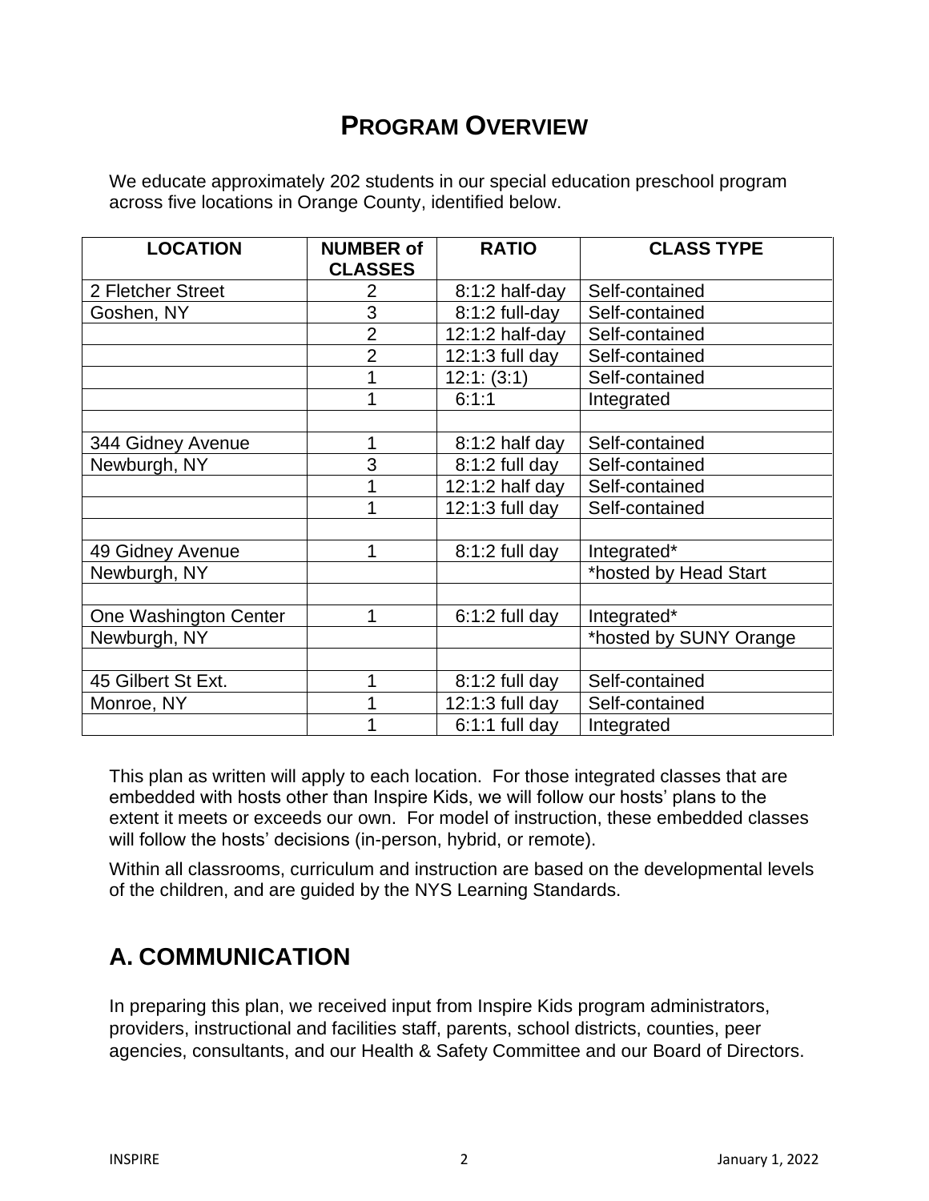## PROGRAM OVERVIEW

We educate approximately 202 students in our special education preschool program across five locations in Orange County, identified below.

| LOCATION | NUMBER of CLASSES | RATIO | CLASS TYPE |
|---|---|---|---|
| 2 Fletcher Street | 2 | 8:1:2 half-day | Self-contained |
| Goshen, NY | 3 | 8:1:2 full-day | Self-contained |
| | 2 | 12:1:2 half-day | Self-contained |
| | 2 | 12:1:3 full day | Self-contained |
| | 1 | 12:1: (3:1) | Self-contained |
| | 1 | 6:1:1 | Integrated |
| | | | |
| 344 Gidney Avenue | 1 | 8:1:2 half day | Self-contained |
| Newburgh, NY | 3 | 8:1:2 full day | Self-contained |
| | 1 | 12:1:2 half day | Self-contained |
| | 1 | 12:1:3 full day | Self-contained |
| | | | |
| 49 Gidney Avenue | 1 | 8:1:2 full day | Integrated* |
| Newburgh, NY | | | *hosted by Head Start |
| | | | |
| One Washington Center | 1 | 6:1:2 full day | Integrated* |
| Newburgh, NY | | | *hosted by SUNY Orange |
| | | | |
| 45 Gilbert St Ext. | 1 | 8:1:2 full day | Self-contained |
| Monroe, NY | 1 | 12:1:3 full day | Self-contained |
| | 1 | 6:1:1 full day | Integrated |

This plan as written will apply to each location. For those integrated classes that are embedded with hosts other than Inspire Kids, we will follow our hosts' plans to the extent it meets or exceeds our own. For model of instruction, these embedded classes will follow the hosts' decisions (in-person, hybrid, or remote).

Within all classrooms, curriculum and instruction are based on the developmental levels of the children, and are guided by the NYS Learning Standards.

## A. COMMUNICATION

In preparing this plan, we received input from Inspire Kids program administrators, providers, instructional and facilities staff, parents, school districts, counties, peer agencies, consultants, and our Health & Safety Committee and our Board of Directors.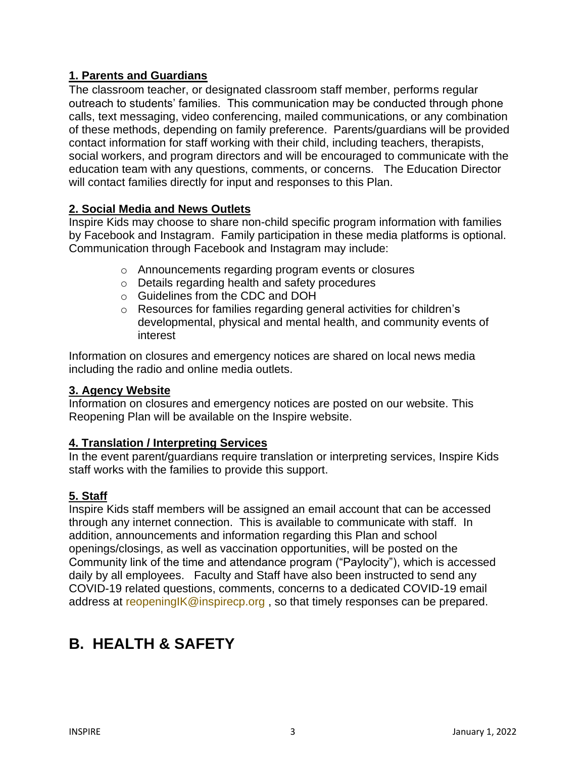### 1. Parents and Guardians

The classroom teacher, or designated classroom staff member, performs regular outreach to students' families. This communication may be conducted through phone calls, text messaging, video conferencing, mailed communications, or any combination of these methods, depending on family preference. Parents/guardians will be provided contact information for staff working with their child, including teachers, therapists, social workers, and program directors and will be encouraged to communicate with the education team with any questions, comments, or concerns. The Education Director will contact families directly for input and responses to this Plan.

### 2. Social Media and News Outlets

Inspire Kids may choose to share non-child specific program information with families by Facebook and Instagram. Family participation in these media platforms is optional. Communication through Facebook and Instagram may include:

- Announcements regarding program events or closures
- Details regarding health and safety procedures
- Guidelines from the CDC and DOH
- Resources for families regarding general activities for children's developmental, physical and mental health, and community events of interest

Information on closures and emergency notices are shared on local news media including the radio and online media outlets.

### 3. Agency Website

Information on closures and emergency notices are posted on our website. This Reopening Plan will be available on the Inspire website.

### 4. Translation / Interpreting Services

In the event parent/guardians require translation or interpreting services, Inspire Kids staff works with the families to provide this support.

### 5. Staff

Inspire Kids staff members will be assigned an email account that can be accessed through any internet connection. This is available to communicate with staff. In addition, announcements and information regarding this Plan and school openings/closings, as well as vaccination opportunities, will be posted on the Community link of the time and attendance program ("Paylocity"), which is accessed daily by all employees. Faculty and Staff have also been instructed to send any COVID-19 related questions, comments, concerns to a dedicated COVID-19 email address at reopeningIK@inspirecp.org , so that timely responses can be prepared.

# B. HEALTH & SAFETY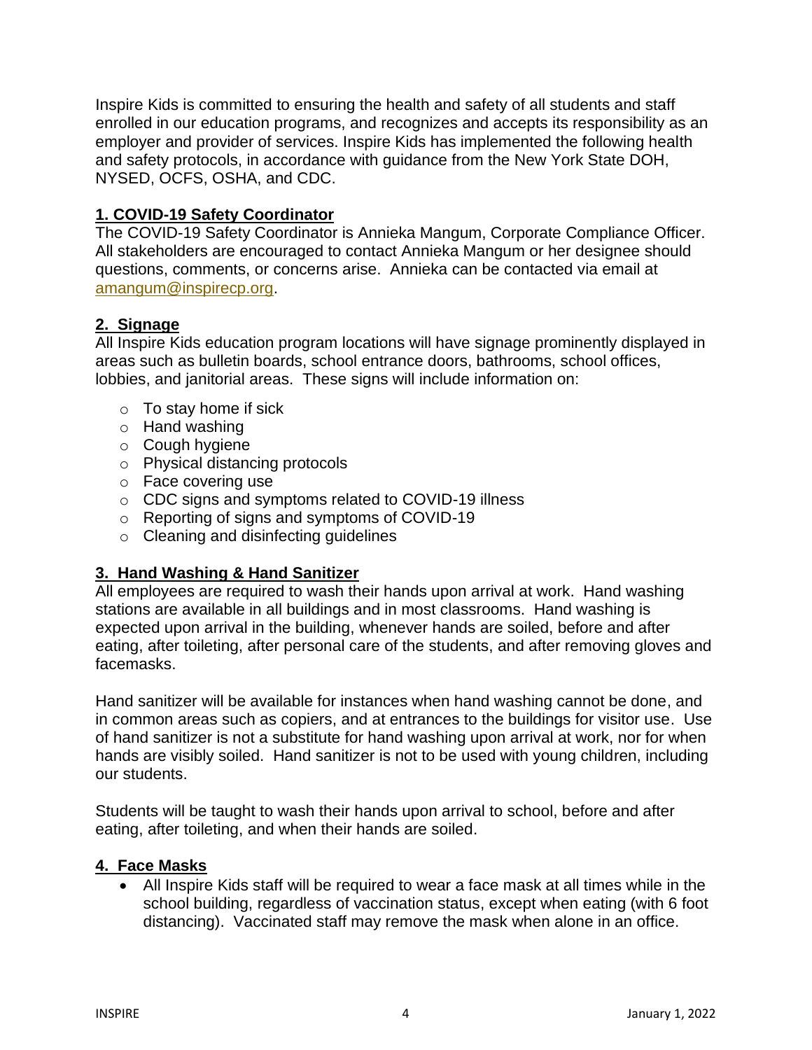Inspire Kids is committed to ensuring the health and safety of all students and staff enrolled in our education programs, and recognizes and accepts its responsibility as an employer and provider of services. Inspire Kids has implemented the following health and safety protocols, in accordance with guidance from the New York State DOH, NYSED, OCFS, OSHA, and CDC.

## 1. COVID-19 Safety Coordinator

The COVID-19 Safety Coordinator is Annieka Mangum, Corporate Compliance Officer. All stakeholders are encouraged to contact Annieka Mangum or her designee should questions, comments, or concerns arise. Annieka can be contacted via email at amangum@inspirecp.org.

## 2. Signage

All Inspire Kids education program locations will have signage prominently displayed in areas such as bulletin boards, school entrance doors, bathrooms, school offices, lobbies, and janitorial areas. These signs will include information on:

- To stay home if sick
- Hand washing
- Cough hygiene
- Physical distancing protocols
- Face covering use
- CDC signs and symptoms related to COVID-19 illness
- Reporting of signs and symptoms of COVID-19
- Cleaning and disinfecting guidelines

## 3. Hand Washing & Hand Sanitizer

All employees are required to wash their hands upon arrival at work. Hand washing stations are available in all buildings and in most classrooms. Hand washing is expected upon arrival in the building, whenever hands are soiled, before and after eating, after toileting, after personal care of the students, and after removing gloves and facemasks.

Hand sanitizer will be available for instances when hand washing cannot be done, and in common areas such as copiers, and at entrances to the buildings for visitor use. Use of hand sanitizer is not a substitute for hand washing upon arrival at work, nor for when hands are visibly soiled. Hand sanitizer is not to be used with young children, including our students.

Students will be taught to wash their hands upon arrival to school, before and after eating, after toileting, and when their hands are soiled.

## 4. Face Masks

- All Inspire Kids staff will be required to wear a face mask at all times while in the school building, regardless of vaccination status, except when eating (with 6 foot distancing). Vaccinated staff may remove the mask when alone in an office.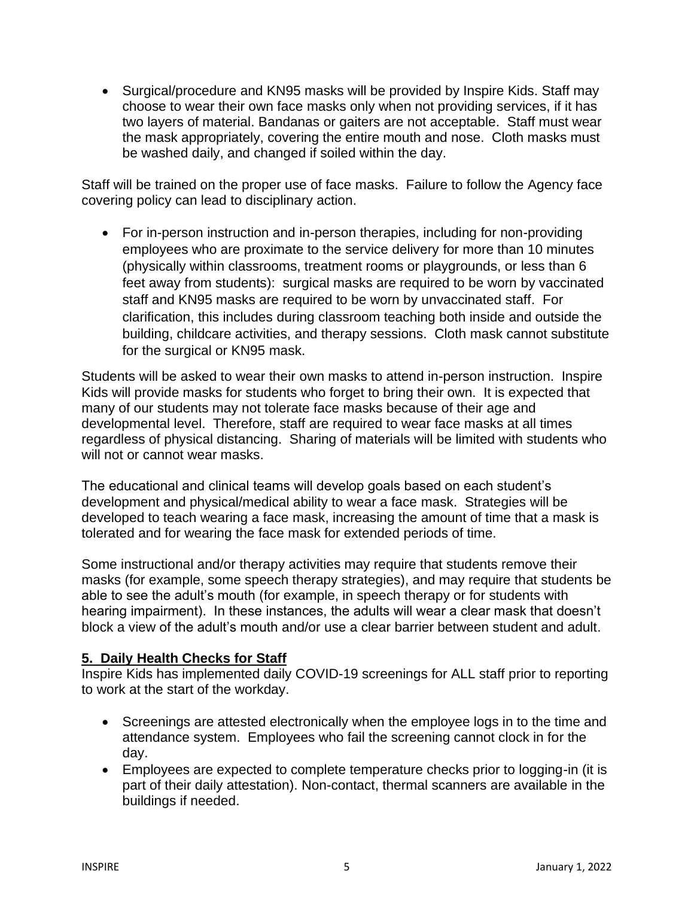- Surgical/procedure and KN95 masks will be provided by Inspire Kids. Staff may choose to wear their own face masks only when not providing services, if it has two layers of material. Bandanas or gaiters are not acceptable. Staff must wear the mask appropriately, covering the entire mouth and nose. Cloth masks must be washed daily, and changed if soiled within the day.

Staff will be trained on the proper use of face masks. Failure to follow the Agency face covering policy can lead to disciplinary action.

- For in-person instruction and in-person therapies, including for non-providing employees who are proximate to the service delivery for more than 10 minutes (physically within classrooms, treatment rooms or playgrounds, or less than 6 feet away from students): surgical masks are required to be worn by vaccinated staff and KN95 masks are required to be worn by unvaccinated staff. For clarification, this includes during classroom teaching both inside and outside the building, childcare activities, and therapy sessions. Cloth mask cannot substitute for the surgical or KN95 mask.

Students will be asked to wear their own masks to attend in-person instruction. Inspire Kids will provide masks for students who forget to bring their own. It is expected that many of our students may not tolerate face masks because of their age and developmental level. Therefore, staff are required to wear face masks at all times regardless of physical distancing. Sharing of materials will be limited with students who will not or cannot wear masks.

The educational and clinical teams will develop goals based on each student's development and physical/medical ability to wear a face mask. Strategies will be developed to teach wearing a face mask, increasing the amount of time that a mask is tolerated and for wearing the face mask for extended periods of time.

Some instructional and/or therapy activities may require that students remove their masks (for example, some speech therapy strategies), and may require that students be able to see the adult's mouth (for example, in speech therapy or for students with hearing impairment). In these instances, the adults will wear a clear mask that doesn't block a view of the adult's mouth and/or use a clear barrier between student and adult.

## 5. Daily Health Checks for Staff

Inspire Kids has implemented daily COVID-19 screenings for ALL staff prior to reporting to work at the start of the workday.

- Screenings are attested electronically when the employee logs in to the time and attendance system. Employees who fail the screening cannot clock in for the day.
- Employees are expected to complete temperature checks prior to logging-in (it is part of their daily attestation). Non-contact, thermal scanners are available in the buildings if needed.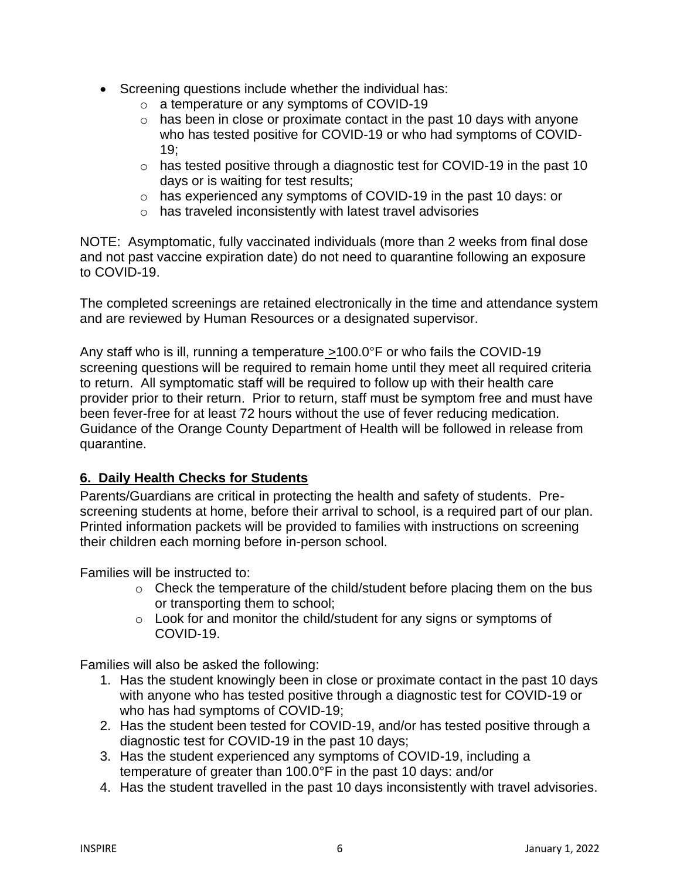- Screening questions include whether the individual has:
  - a temperature or any symptoms of COVID-19
  - has been in close or proximate contact in the past 10 days with anyone who has tested positive for COVID-19 or who had symptoms of COVID-19;
  - has tested positive through a diagnostic test for COVID-19 in the past 10 days or is waiting for test results;
  - has experienced any symptoms of COVID-19 in the past 10 days: or
  - has traveled inconsistently with latest travel advisories

NOTE: Asymptomatic, fully vaccinated individuals (more than 2 weeks from final dose and not past vaccine expiration date) do not need to quarantine following an exposure to COVID-19.

The completed screenings are retained electronically in the time and attendance system and are reviewed by Human Resources or a designated supervisor.

Any staff who is ill, running a temperature ≥100.0°F or who fails the COVID-19 screening questions will be required to remain home until they meet all required criteria to return. All symptomatic staff will be required to follow up with their health care provider prior to their return. Prior to return, staff must be symptom free and must have been fever-free for at least 72 hours without the use of fever reducing medication. Guidance of the Orange County Department of Health will be followed in release from quarantine.

## 6. Daily Health Checks for Students

Parents/Guardians are critical in protecting the health and safety of students. Pre-screening students at home, before their arrival to school, is a required part of our plan. Printed information packets will be provided to families with instructions on screening their children each morning before in-person school.

Families will be instructed to:

- Check the temperature of the child/student before placing them on the bus or transporting them to school;
- Look for and monitor the child/student for any signs or symptoms of COVID-19.

Families will also be asked the following:

1. Has the student knowingly been in close or proximate contact in the past 10 days with anyone who has tested positive through a diagnostic test for COVID-19 or who has had symptoms of COVID-19;
2. Has the student been tested for COVID-19, and/or has tested positive through a diagnostic test for COVID-19 in the past 10 days;
3. Has the student experienced any symptoms of COVID-19, including a temperature of greater than 100.0°F in the past 10 days: and/or
4. Has the student travelled in the past 10 days inconsistently with travel advisories.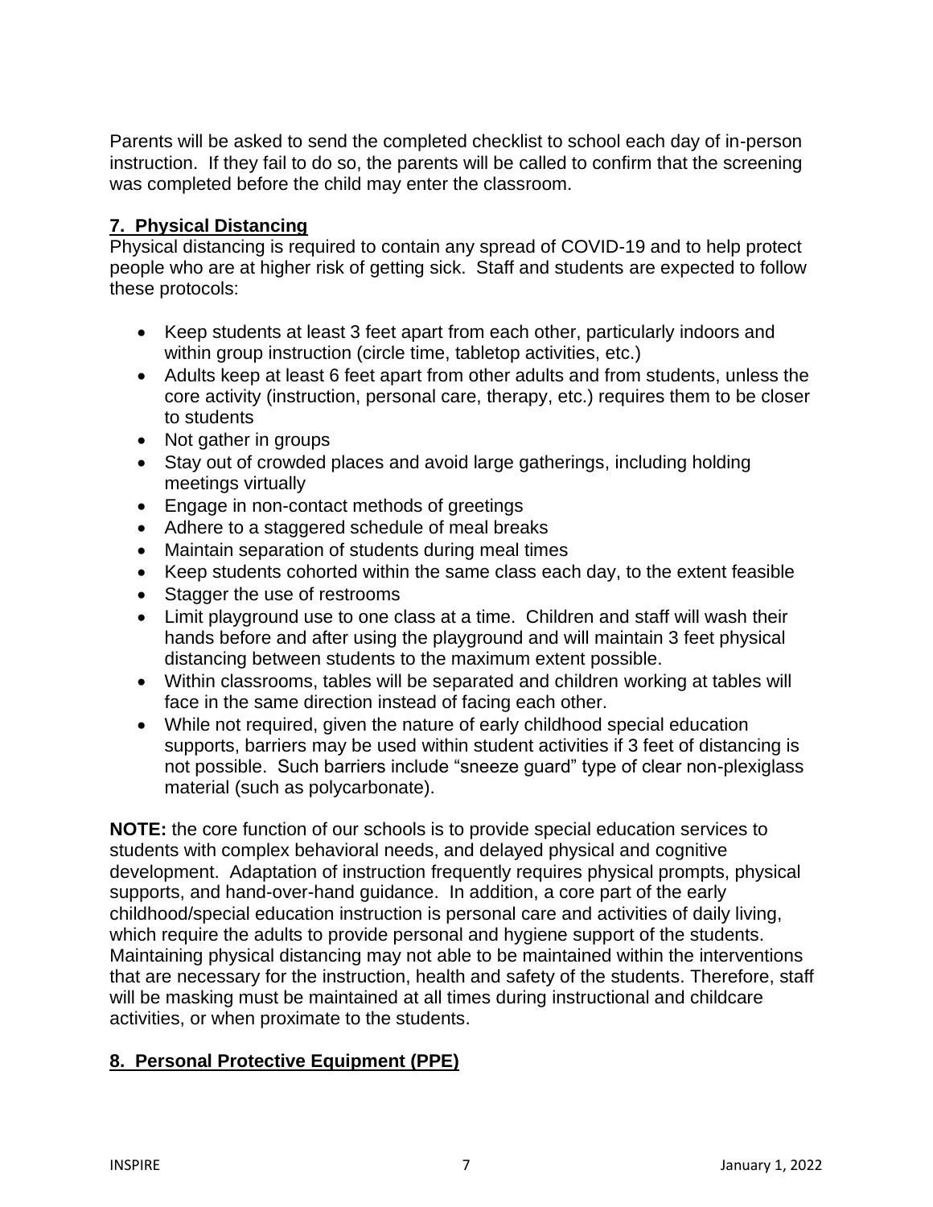Parents will be asked to send the completed checklist to school each day of in-person instruction. If they fail to do so, the parents will be called to confirm that the screening was completed before the child may enter the classroom.

## 7. Physical Distancing

Physical distancing is required to contain any spread of COVID-19 and to help protect people who are at higher risk of getting sick. Staff and students are expected to follow these protocols:

- Keep students at least 3 feet apart from each other, particularly indoors and within group instruction (circle time, tabletop activities, etc.)
- Adults keep at least 6 feet apart from other adults and from students, unless the core activity (instruction, personal care, therapy, etc.) requires them to be closer to students
- Not gather in groups
- Stay out of crowded places and avoid large gatherings, including holding meetings virtually
- Engage in non-contact methods of greetings
- Adhere to a staggered schedule of meal breaks
- Maintain separation of students during meal times
- Keep students cohorted within the same class each day, to the extent feasible
- Stagger the use of restrooms
- Limit playground use to one class at a time. Children and staff will wash their hands before and after using the playground and will maintain 3 feet physical distancing between students to the maximum extent possible.
- Within classrooms, tables will be separated and children working at tables will face in the same direction instead of facing each other.
- While not required, given the nature of early childhood special education supports, barriers may be used within student activities if 3 feet of distancing is not possible. Such barriers include "sneeze guard" type of clear non-plexiglass material (such as polycarbonate).

**NOTE:** the core function of our schools is to provide special education services to students with complex behavioral needs, and delayed physical and cognitive development. Adaptation of instruction frequently requires physical prompts, physical supports, and hand-over-hand guidance. In addition, a core part of the early childhood/special education instruction is personal care and activities of daily living, which require the adults to provide personal and hygiene support of the students. Maintaining physical distancing may not able to be maintained within the interventions that are necessary for the instruction, health and safety of the students. Therefore, staff will be masking must be maintained at all times during instructional and childcare activities, or when proximate to the students.

## 8. Personal Protective Equipment (PPE)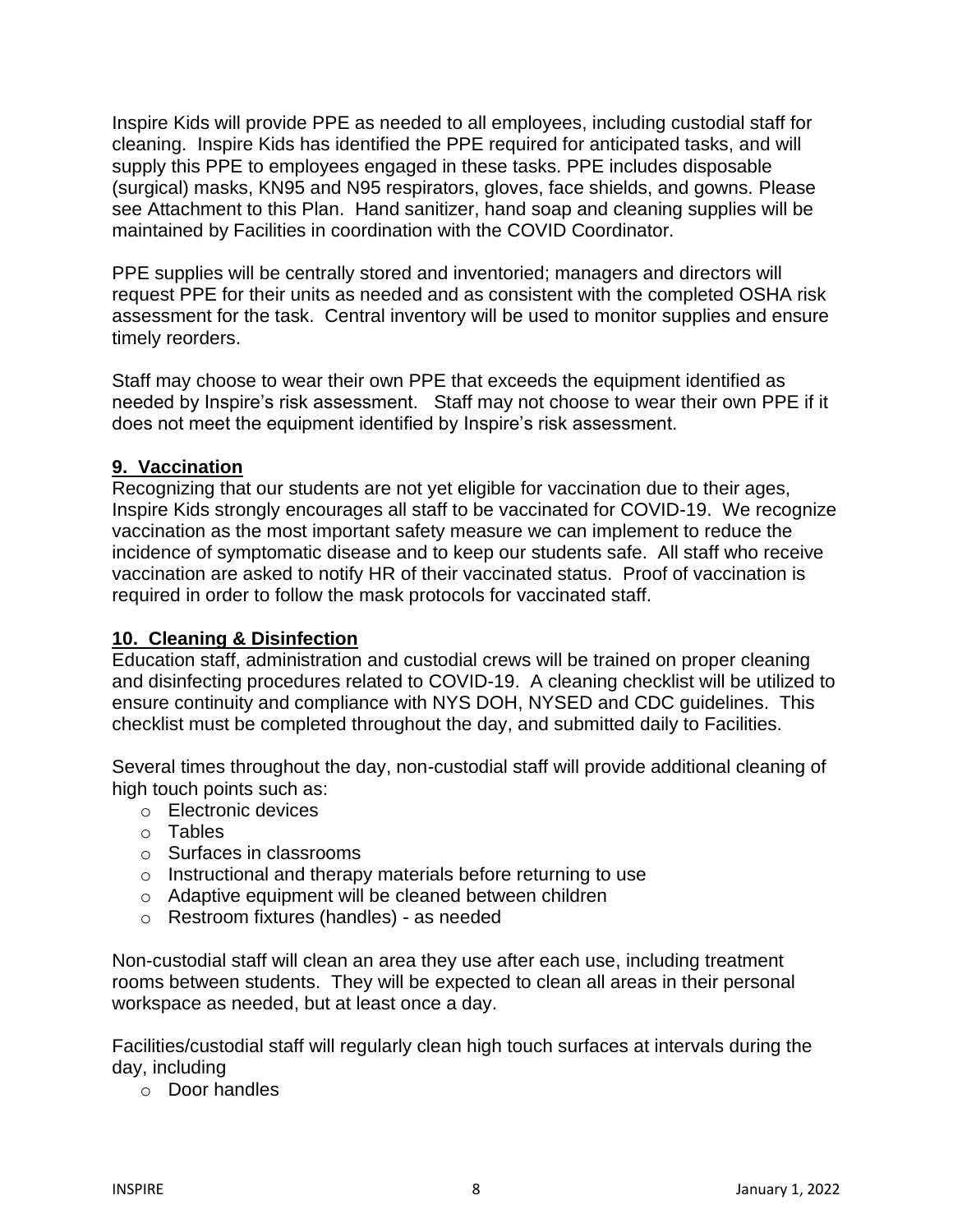Inspire Kids will provide PPE as needed to all employees, including custodial staff for cleaning. Inspire Kids has identified the PPE required for anticipated tasks, and will supply this PPE to employees engaged in these tasks. PPE includes disposable (surgical) masks, KN95 and N95 respirators, gloves, face shields, and gowns. Please see Attachment to this Plan. Hand sanitizer, hand soap and cleaning supplies will be maintained by Facilities in coordination with the COVID Coordinator.

PPE supplies will be centrally stored and inventoried; managers and directors will request PPE for their units as needed and as consistent with the completed OSHA risk assessment for the task. Central inventory will be used to monitor supplies and ensure timely reorders.

Staff may choose to wear their own PPE that exceeds the equipment identified as needed by Inspire's risk assessment. Staff may not choose to wear their own PPE if it does not meet the equipment identified by Inspire's risk assessment.

## 9. Vaccination

Recognizing that our students are not yet eligible for vaccination due to their ages, Inspire Kids strongly encourages all staff to be vaccinated for COVID-19. We recognize vaccination as the most important safety measure we can implement to reduce the incidence of symptomatic disease and to keep our students safe. All staff who receive vaccination are asked to notify HR of their vaccinated status. Proof of vaccination is required in order to follow the mask protocols for vaccinated staff.

## 10. Cleaning & Disinfection

Education staff, administration and custodial crews will be trained on proper cleaning and disinfecting procedures related to COVID-19. A cleaning checklist will be utilized to ensure continuity and compliance with NYS DOH, NYSED and CDC guidelines. This checklist must be completed throughout the day, and submitted daily to Facilities.

Several times throughout the day, non-custodial staff will provide additional cleaning of high touch points such as:

- Electronic devices
- Tables
- Surfaces in classrooms
- Instructional and therapy materials before returning to use
- Adaptive equipment will be cleaned between children
- Restroom fixtures (handles) - as needed

Non-custodial staff will clean an area they use after each use, including treatment rooms between students. They will be expected to clean all areas in their personal workspace as needed, but at least once a day.

Facilities/custodial staff will regularly clean high touch surfaces at intervals during the day, including

- Door handles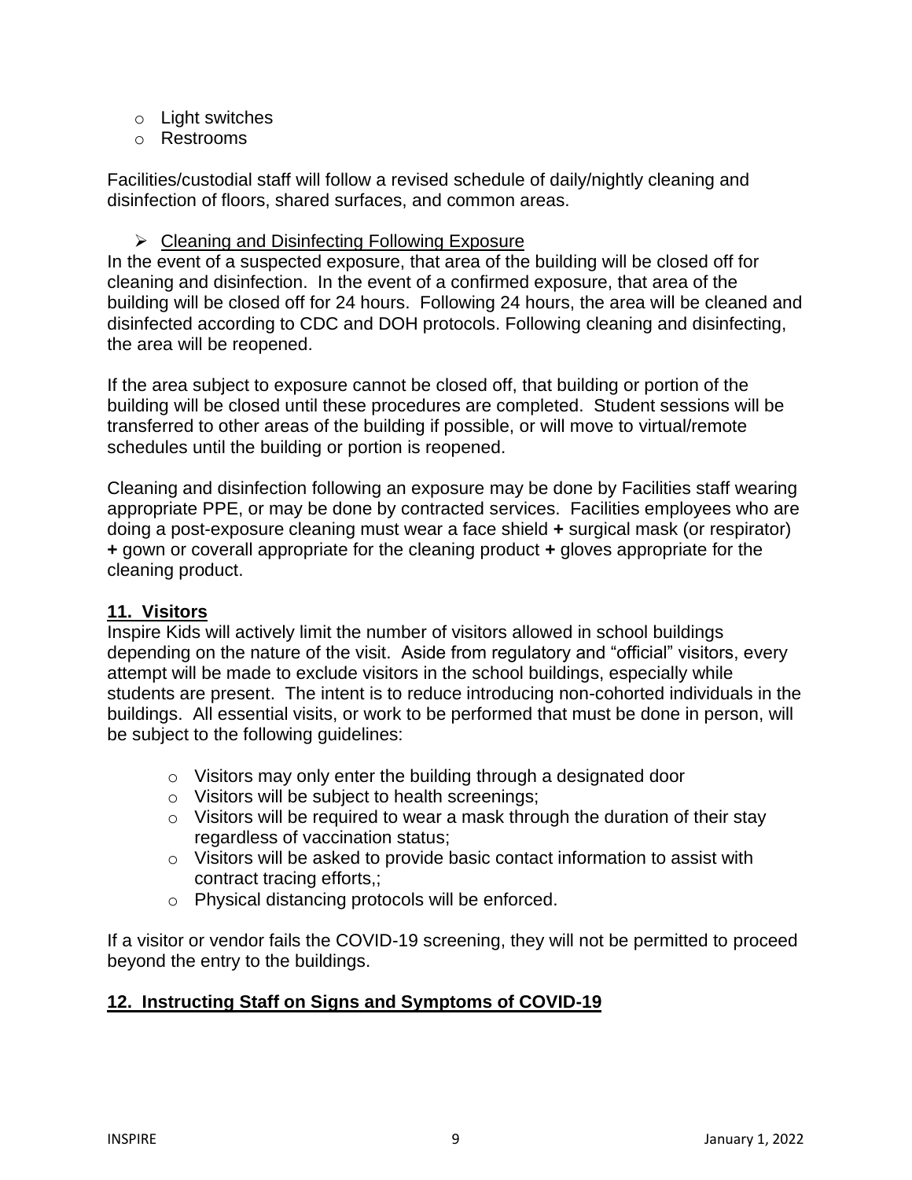- Light switches
- Restrooms

Facilities/custodial staff will follow a revised schedule of daily/nightly cleaning and disinfection of floors, shared surfaces, and common areas.

- Cleaning and Disinfecting Following Exposure

In the event of a suspected exposure, that area of the building will be closed off for cleaning and disinfection. In the event of a confirmed exposure, that area of the building will be closed off for 24 hours. Following 24 hours, the area will be cleaned and disinfected according to CDC and DOH protocols. Following cleaning and disinfecting, the area will be reopened.

If the area subject to exposure cannot be closed off, that building or portion of the building will be closed until these procedures are completed. Student sessions will be transferred to other areas of the building if possible, or will move to virtual/remote schedules until the building or portion is reopened.

Cleaning and disinfection following an exposure may be done by Facilities staff wearing appropriate PPE, or may be done by contracted services. Facilities employees who are doing a post-exposure cleaning must wear a face shield **+** surgical mask (or respirator) **+** gown or coverall appropriate for the cleaning product **+** gloves appropriate for the cleaning product.

## 11. Visitors

Inspire Kids will actively limit the number of visitors allowed in school buildings depending on the nature of the visit. Aside from regulatory and "official" visitors, every attempt will be made to exclude visitors in the school buildings, especially while students are present. The intent is to reduce introducing non-cohorted individuals in the buildings. All essential visits, or work to be performed that must be done in person, will be subject to the following guidelines:

- Visitors may only enter the building through a designated door
- Visitors will be subject to health screenings;
- Visitors will be required to wear a mask through the duration of their stay regardless of vaccination status;
- Visitors will be asked to provide basic contact information to assist with contract tracing efforts,;
- Physical distancing protocols will be enforced.

If a visitor or vendor fails the COVID-19 screening, they will not be permitted to proceed beyond the entry to the buildings.

## 12. Instructing Staff on Signs and Symptoms of COVID-19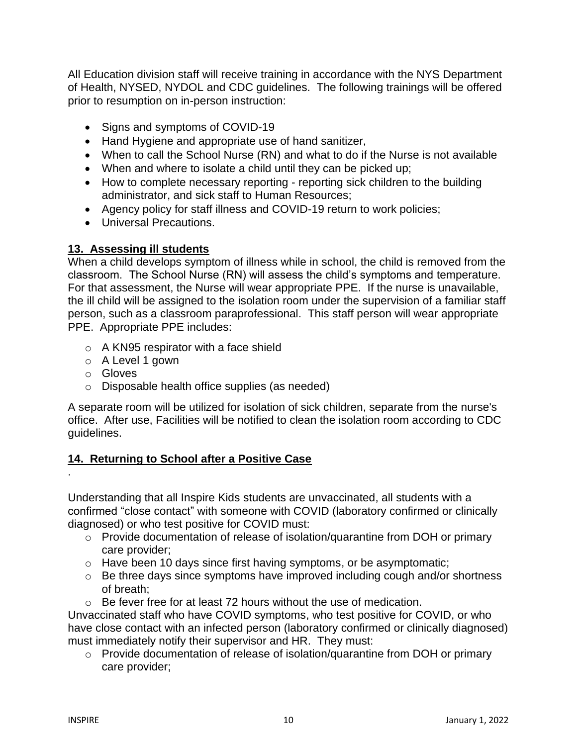All Education division staff will receive training in accordance with the NYS Department of Health, NYSED, NYDOL and CDC guidelines. The following trainings will be offered prior to resumption on in-person instruction:

- Signs and symptoms of COVID-19
- Hand Hygiene and appropriate use of hand sanitizer,
- When to call the School Nurse (RN) and what to do if the Nurse is not available
- When and where to isolate a child until they can be picked up;
- How to complete necessary reporting - reporting sick children to the building administrator, and sick staff to Human Resources;
- Agency policy for staff illness and COVID-19 return to work policies;
- Universal Precautions.

## 13. Assessing ill students

When a child develops symptom of illness while in school, the child is removed from the classroom. The School Nurse (RN) will assess the child's symptoms and temperature. For that assessment, the Nurse will wear appropriate PPE. If the nurse is unavailable, the ill child will be assigned to the isolation room under the supervision of a familiar staff person, such as a classroom paraprofessional. This staff person will wear appropriate PPE. Appropriate PPE includes:

- A KN95 respirator with a face shield
- A Level 1 gown
- Gloves
- Disposable health office supplies (as needed)

A separate room will be utilized for isolation of sick children, separate from the nurse's office. After use, Facilities will be notified to clean the isolation room according to CDC guidelines.

## 14. Returning to School after a Positive Case

.

Understanding that all Inspire Kids students are unvaccinated, all students with a confirmed "close contact" with someone with COVID (laboratory confirmed or clinically diagnosed) or who test positive for COVID must:

- Provide documentation of release of isolation/quarantine from DOH or primary care provider;
- Have been 10 days since first having symptoms, or be asymptomatic;
- Be three days since symptoms have improved including cough and/or shortness of breath;
- Be fever free for at least 72 hours without the use of medication.

Unvaccinated staff who have COVID symptoms, who test positive for COVID, or who have close contact with an infected person (laboratory confirmed or clinically diagnosed) must immediately notify their supervisor and HR. They must:

- Provide documentation of release of isolation/quarantine from DOH or primary care provider;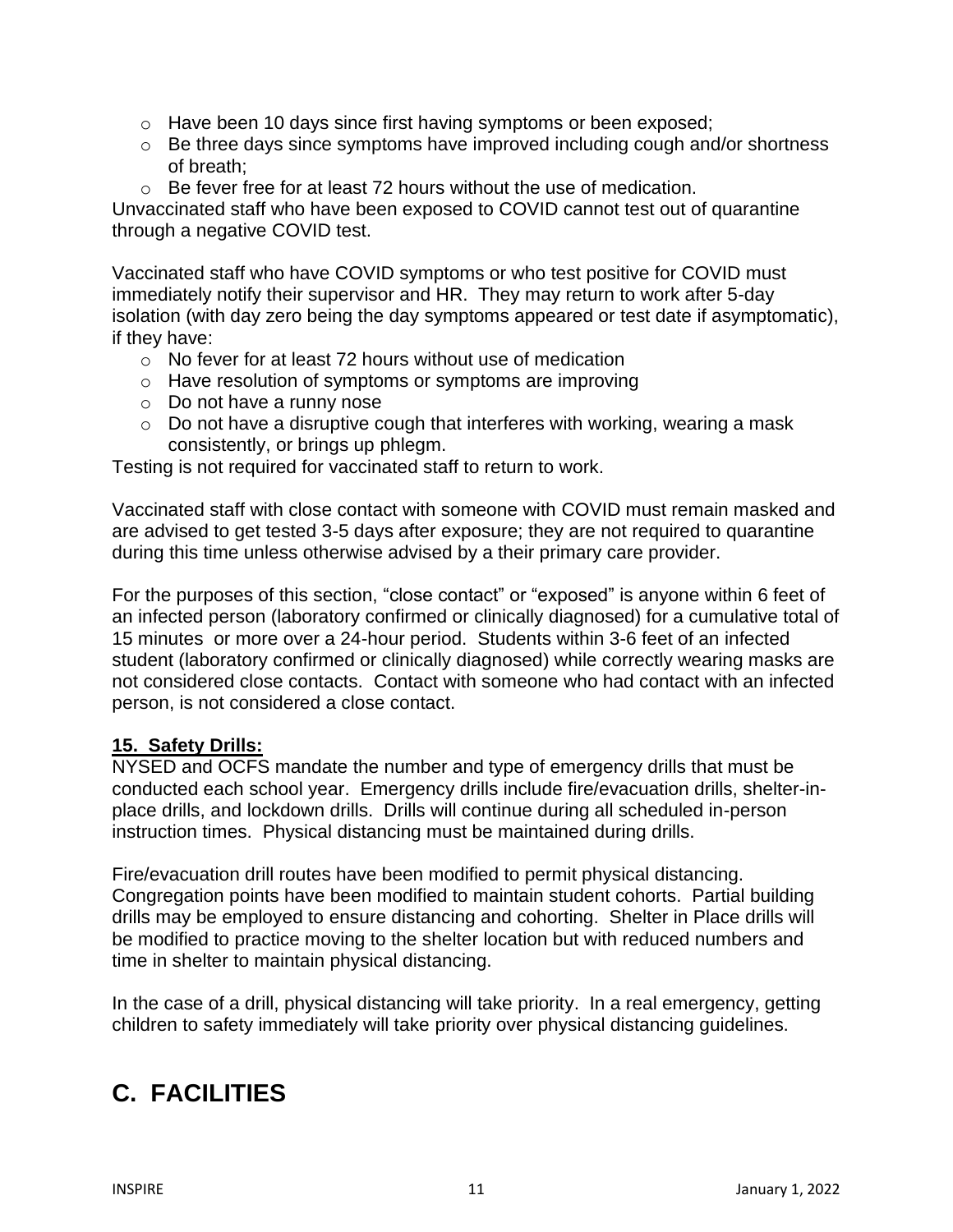- Have been 10 days since first having symptoms or been exposed;
- Be three days since symptoms have improved including cough and/or shortness of breath;
- Be fever free for at least 72 hours without the use of medication.

Unvaccinated staff who have been exposed to COVID cannot test out of quarantine through a negative COVID test.

Vaccinated staff who have COVID symptoms or who test positive for COVID must immediately notify their supervisor and HR. They may return to work after 5-day isolation (with day zero being the day symptoms appeared or test date if asymptomatic), if they have:

- No fever for at least 72 hours without use of medication
- Have resolution of symptoms or symptoms are improving
- Do not have a runny nose
- Do not have a disruptive cough that interferes with working, wearing a mask consistently, or brings up phlegm.

Testing is not required for vaccinated staff to return to work.

Vaccinated staff with close contact with someone with COVID must remain masked and are advised to get tested 3-5 days after exposure; they are not required to quarantine during this time unless otherwise advised by a their primary care provider.

For the purposes of this section, "close contact" or "exposed" is anyone within 6 feet of an infected person (laboratory confirmed or clinically diagnosed) for a cumulative total of 15 minutes or more over a 24-hour period. Students within 3-6 feet of an infected student (laboratory confirmed or clinically diagnosed) while correctly wearing masks are not considered close contacts. Contact with someone who had contact with an infected person, is not considered a close contact.

**15. Safety Drills:**

NYSED and OCFS mandate the number and type of emergency drills that must be conducted each school year. Emergency drills include fire/evacuation drills, shelter-in-place drills, and lockdown drills. Drills will continue during all scheduled in-person instruction times. Physical distancing must be maintained during drills.

Fire/evacuation drill routes have been modified to permit physical distancing. Congregation points have been modified to maintain student cohorts. Partial building drills may be employed to ensure distancing and cohorting. Shelter in Place drills will be modified to practice moving to the shelter location but with reduced numbers and time in shelter to maintain physical distancing.

In the case of a drill, physical distancing will take priority. In a real emergency, getting children to safety immediately will take priority over physical distancing guidelines.

# C. FACILITIES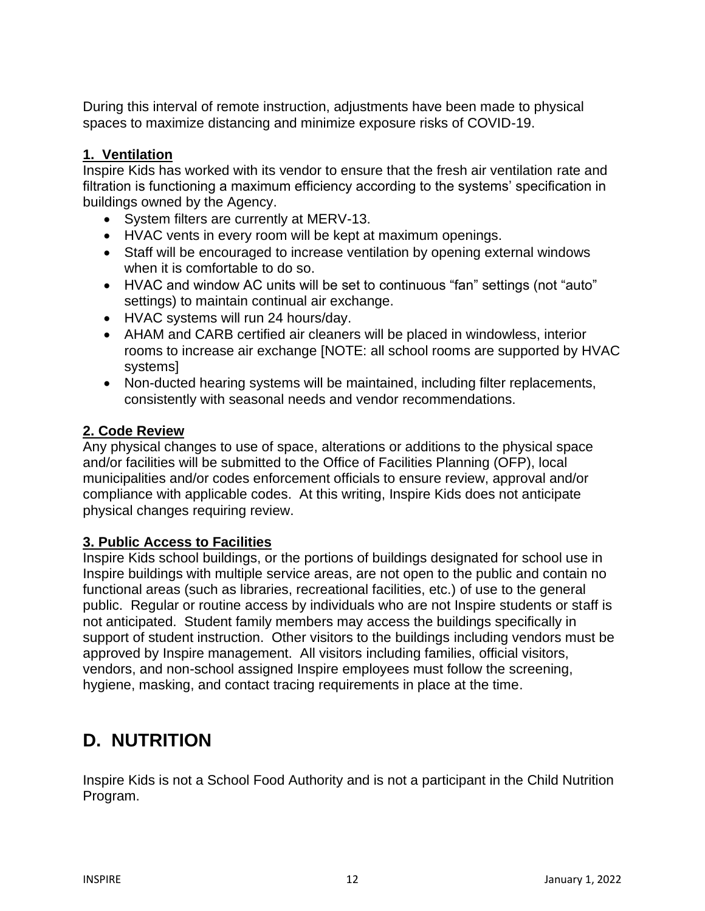During this interval of remote instruction, adjustments have been made to physical spaces to maximize distancing and minimize exposure risks of COVID-19.

### 1. Ventilation

Inspire Kids has worked with its vendor to ensure that the fresh air ventilation rate and filtration is functioning a maximum efficiency according to the systems' specification in buildings owned by the Agency.

- System filters are currently at MERV-13.
- HVAC vents in every room will be kept at maximum openings.
- Staff will be encouraged to increase ventilation by opening external windows when it is comfortable to do so.
- HVAC and window AC units will be set to continuous "fan" settings (not "auto" settings) to maintain continual air exchange.
- HVAC systems will run 24 hours/day.
- AHAM and CARB certified air cleaners will be placed in windowless, interior rooms to increase air exchange [NOTE: all school rooms are supported by HVAC systems]
- Non-ducted hearing systems will be maintained, including filter replacements, consistently with seasonal needs and vendor recommendations.

### 2. Code Review

Any physical changes to use of space, alterations or additions to the physical space and/or facilities will be submitted to the Office of Facilities Planning (OFP), local municipalities and/or codes enforcement officials to ensure review, approval and/or compliance with applicable codes. At this writing, Inspire Kids does not anticipate physical changes requiring review.

### 3. Public Access to Facilities

Inspire Kids school buildings, or the portions of buildings designated for school use in Inspire buildings with multiple service areas, are not open to the public and contain no functional areas (such as libraries, recreational facilities, etc.) of use to the general public. Regular or routine access by individuals who are not Inspire students or staff is not anticipated. Student family members may access the buildings specifically in support of student instruction. Other visitors to the buildings including vendors must be approved by Inspire management. All visitors including families, official visitors, vendors, and non-school assigned Inspire employees must follow the screening, hygiene, masking, and contact tracing requirements in place at the time.

## D. NUTRITION

Inspire Kids is not a School Food Authority and is not a participant in the Child Nutrition Program.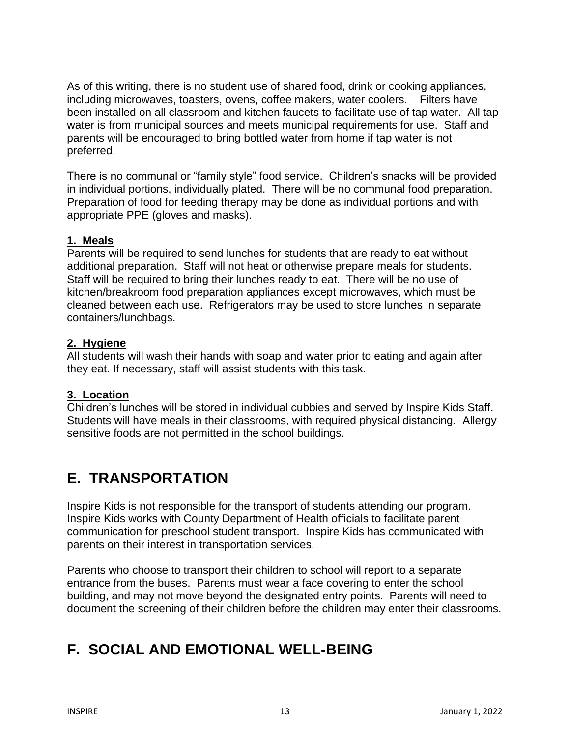As of this writing, there is no student use of shared food, drink or cooking appliances, including microwaves, toasters, ovens, coffee makers, water coolers. Filters have been installed on all classroom and kitchen faucets to facilitate use of tap water. All tap water is from municipal sources and meets municipal requirements for use. Staff and parents will be encouraged to bring bottled water from home if tap water is not preferred.

There is no communal or "family style" food service. Children's snacks will be provided in individual portions, individually plated. There will be no communal food preparation. Preparation of food for feeding therapy may be done as individual portions and with appropriate PPE (gloves and masks).

**1. Meals**

Parents will be required to send lunches for students that are ready to eat without additional preparation. Staff will not heat or otherwise prepare meals for students. Staff will be required to bring their lunches ready to eat. There will be no use of kitchen/breakroom food preparation appliances except microwaves, which must be cleaned between each use. Refrigerators may be used to store lunches in separate containers/lunchbags.

**2. Hygiene**

All students will wash their hands with soap and water prior to eating and again after they eat. If necessary, staff will assist students with this task.

**3. Location**

Children's lunches will be stored in individual cubbies and served by Inspire Kids Staff. Students will have meals in their classrooms, with required physical distancing. Allergy sensitive foods are not permitted in the school buildings.

## E. TRANSPORTATION

Inspire Kids is not responsible for the transport of students attending our program. Inspire Kids works with County Department of Health officials to facilitate parent communication for preschool student transport. Inspire Kids has communicated with parents on their interest in transportation services.

Parents who choose to transport their children to school will report to a separate entrance from the buses. Parents must wear a face covering to enter the school building, and may not move beyond the designated entry points. Parents will need to document the screening of their children before the children may enter their classrooms.

## F. SOCIAL AND EMOTIONAL WELL-BEING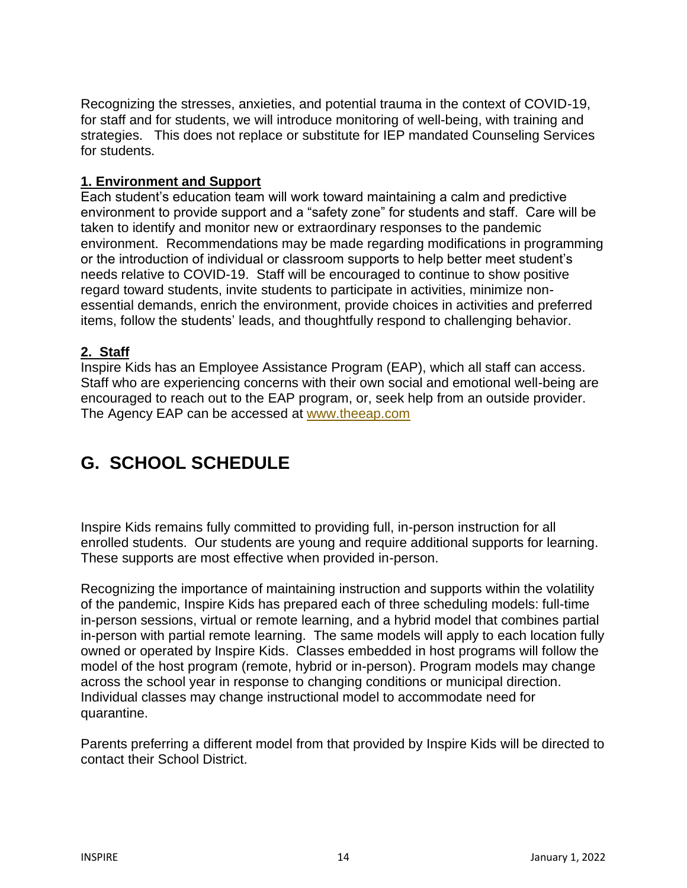Recognizing the stresses, anxieties, and potential trauma in the context of COVID-19, for staff and for students, we will introduce monitoring of well-being, with training and strategies. This does not replace or substitute for IEP mandated Counseling Services for students.

### 1. Environment and Support

Each student's education team will work toward maintaining a calm and predictive environment to provide support and a "safety zone" for students and staff. Care will be taken to identify and monitor new or extraordinary responses to the pandemic environment. Recommendations may be made regarding modifications in programming or the introduction of individual or classroom supports to help better meet student's needs relative to COVID-19. Staff will be encouraged to continue to show positive regard toward students, invite students to participate in activities, minimize non-essential demands, enrich the environment, provide choices in activities and preferred items, follow the students' leads, and thoughtfully respond to challenging behavior.

### 2. Staff

Inspire Kids has an Employee Assistance Program (EAP), which all staff can access. Staff who are experiencing concerns with their own social and emotional well-being are encouraged to reach out to the EAP program, or, seek help from an outside provider. The Agency EAP can be accessed at [www.theeap.com](http://www.theeap.com)

## G. SCHOOL SCHEDULE

Inspire Kids remains fully committed to providing full, in-person instruction for all enrolled students. Our students are young and require additional supports for learning. These supports are most effective when provided in-person.

Recognizing the importance of maintaining instruction and supports within the volatility of the pandemic, Inspire Kids has prepared each of three scheduling models: full-time in-person sessions, virtual or remote learning, and a hybrid model that combines partial in-person with partial remote learning. The same models will apply to each location fully owned or operated by Inspire Kids. Classes embedded in host programs will follow the model of the host program (remote, hybrid or in-person). Program models may change across the school year in response to changing conditions or municipal direction. Individual classes may change instructional model to accommodate need for quarantine.

Parents preferring a different model from that provided by Inspire Kids will be directed to contact their School District.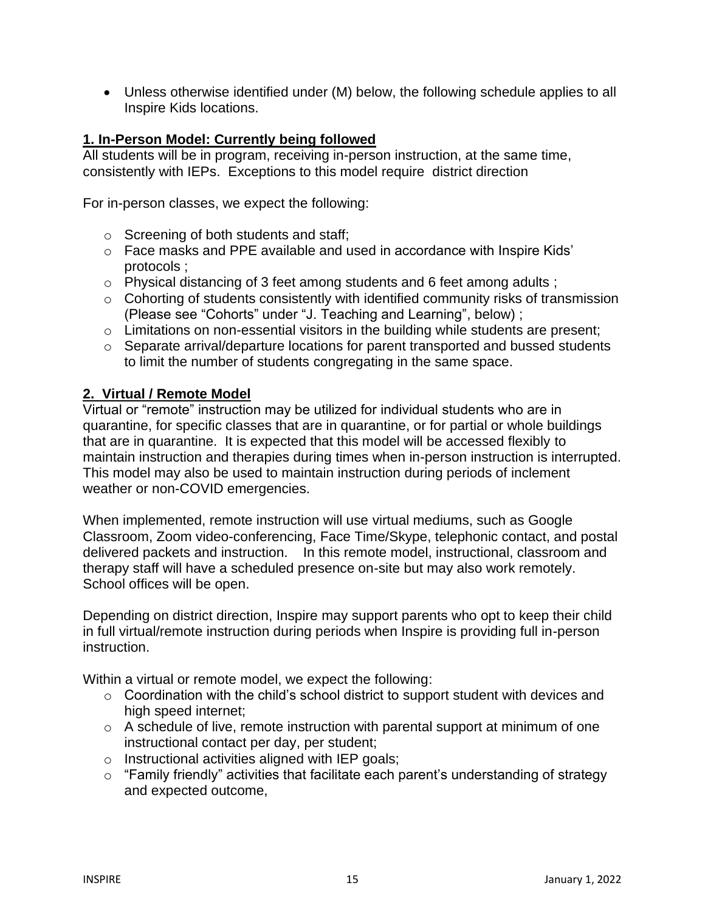- Unless otherwise identified under (M) below, the following schedule applies to all Inspire Kids locations.

**1. In-Person Model: Currently being followed**

All students will be in program, receiving in-person instruction, at the same time, consistently with IEPs. Exceptions to this model require district direction

For in-person classes, we expect the following:

- Screening of both students and staff;
- Face masks and PPE available and used in accordance with Inspire Kids' protocols ;
- Physical distancing of 3 feet among students and 6 feet among adults ;
- Cohorting of students consistently with identified community risks of transmission (Please see "Cohorts" under "J. Teaching and Learning", below) ;
- Limitations on non-essential visitors in the building while students are present;
- Separate arrival/departure locations for parent transported and bussed students to limit the number of students congregating in the same space.

**2. Virtual / Remote Model**

Virtual or "remote" instruction may be utilized for individual students who are in quarantine, for specific classes that are in quarantine, or for partial or whole buildings that are in quarantine. It is expected that this model will be accessed flexibly to maintain instruction and therapies during times when in-person instruction is interrupted. This model may also be used to maintain instruction during periods of inclement weather or non-COVID emergencies.

When implemented, remote instruction will use virtual mediums, such as Google Classroom, Zoom video-conferencing, Face Time/Skype, telephonic contact, and postal delivered packets and instruction. In this remote model, instructional, classroom and therapy staff will have a scheduled presence on-site but may also work remotely. School offices will be open.

Depending on district direction, Inspire may support parents who opt to keep their child in full virtual/remote instruction during periods when Inspire is providing full in-person instruction.

Within a virtual or remote model, we expect the following:

- Coordination with the child's school district to support student with devices and high speed internet;
- A schedule of live, remote instruction with parental support at minimum of one instructional contact per day, per student;
- Instructional activities aligned with IEP goals;
- "Family friendly" activities that facilitate each parent's understanding of strategy and expected outcome,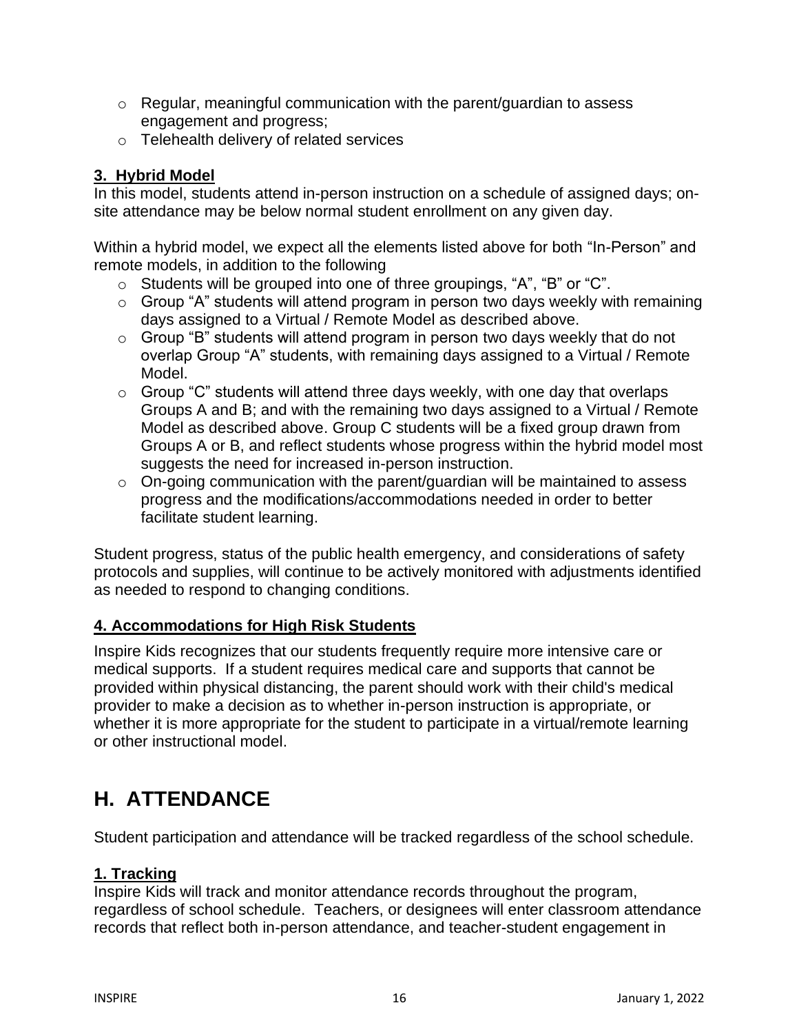- Regular, meaningful communication with the parent/guardian to assess engagement and progress;
- Telehealth delivery of related services

### 3. Hybrid Model

In this model, students attend in-person instruction on a schedule of assigned days; on-site attendance may be below normal student enrollment on any given day.

Within a hybrid model, we expect all the elements listed above for both "In-Person" and remote models, in addition to the following

- Students will be grouped into one of three groupings, "A", "B" or "C".
- Group "A" students will attend program in person two days weekly with remaining days assigned to a Virtual / Remote Model as described above.
- Group "B" students will attend program in person two days weekly that do not overlap Group "A" students, with remaining days assigned to a Virtual / Remote Model.
- Group "C" students will attend three days weekly, with one day that overlaps Groups A and B; and with the remaining two days assigned to a Virtual / Remote Model as described above. Group C students will be a fixed group drawn from Groups A or B, and reflect students whose progress within the hybrid model most suggests the need for increased in-person instruction.
- On-going communication with the parent/guardian will be maintained to assess progress and the modifications/accommodations needed in order to better facilitate student learning.

Student progress, status of the public health emergency, and considerations of safety protocols and supplies, will continue to be actively monitored with adjustments identified as needed to respond to changing conditions.

### 4. Accommodations for High Risk Students

Inspire Kids recognizes that our students frequently require more intensive care or medical supports. If a student requires medical care and supports that cannot be provided within physical distancing, the parent should work with their child's medical provider to make a decision as to whether in-person instruction is appropriate, or whether it is more appropriate for the student to participate in a virtual/remote learning or other instructional model.

## H. ATTENDANCE

Student participation and attendance will be tracked regardless of the school schedule.

### 1. Tracking

Inspire Kids will track and monitor attendance records throughout the program, regardless of school schedule. Teachers, or designees will enter classroom attendance records that reflect both in-person attendance, and teacher-student engagement in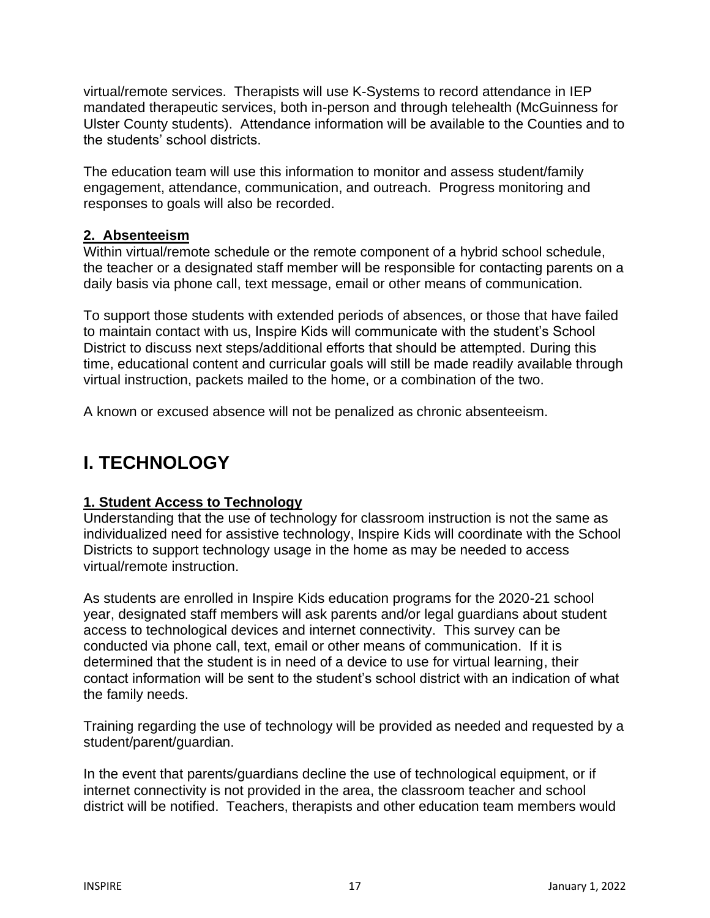virtual/remote services. Therapists will use K-Systems to record attendance in IEP mandated therapeutic services, both in-person and through telehealth (McGuinness for Ulster County students). Attendance information will be available to the Counties and to the students' school districts.

The education team will use this information to monitor and assess student/family engagement, attendance, communication, and outreach. Progress monitoring and responses to goals will also be recorded.

### 2. Absenteeism

Within virtual/remote schedule or the remote component of a hybrid school schedule, the teacher or a designated staff member will be responsible for contacting parents on a daily basis via phone call, text message, email or other means of communication.

To support those students with extended periods of absences, or those that have failed to maintain contact with us, Inspire Kids will communicate with the student's School District to discuss next steps/additional efforts that should be attempted. During this time, educational content and curricular goals will still be made readily available through virtual instruction, packets mailed to the home, or a combination of the two.

A known or excused absence will not be penalized as chronic absenteeism.

## I. TECHNOLOGY

### 1. Student Access to Technology

Understanding that the use of technology for classroom instruction is not the same as individualized need for assistive technology, Inspire Kids will coordinate with the School Districts to support technology usage in the home as may be needed to access virtual/remote instruction.

As students are enrolled in Inspire Kids education programs for the 2020-21 school year, designated staff members will ask parents and/or legal guardians about student access to technological devices and internet connectivity. This survey can be conducted via phone call, text, email or other means of communication. If it is determined that the student is in need of a device to use for virtual learning, their contact information will be sent to the student's school district with an indication of what the family needs.

Training regarding the use of technology will be provided as needed and requested by a student/parent/guardian.

In the event that parents/guardians decline the use of technological equipment, or if internet connectivity is not provided in the area, the classroom teacher and school district will be notified. Teachers, therapists and other education team members would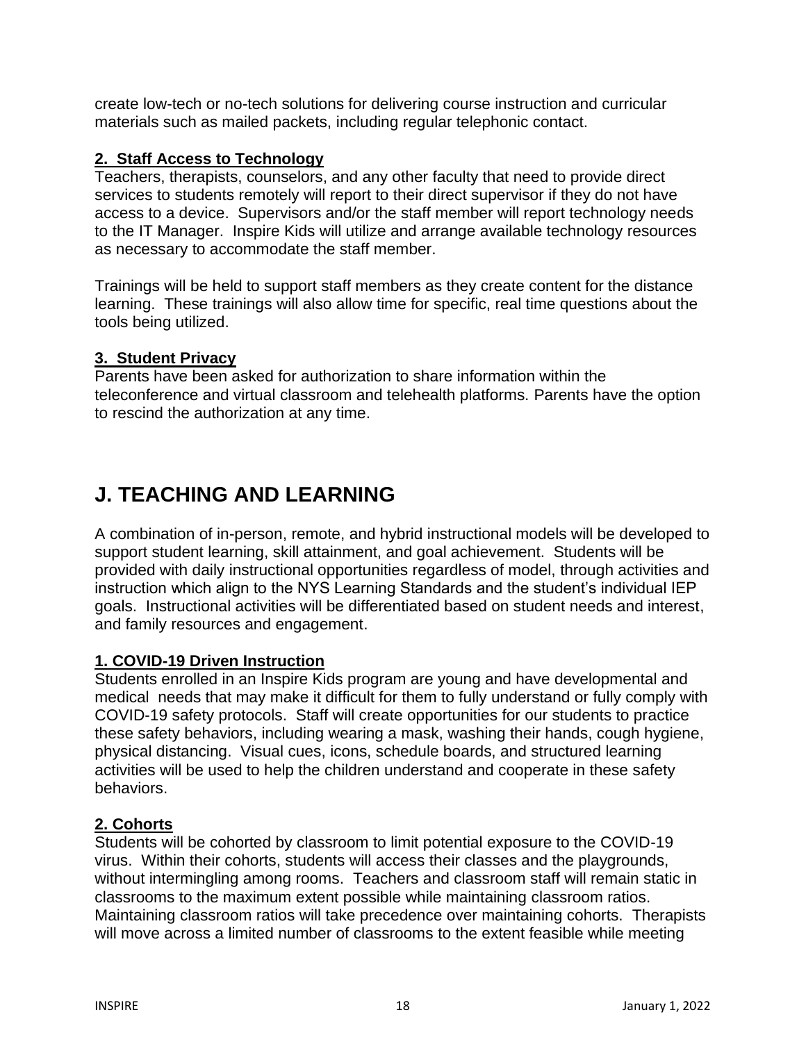create low-tech or no-tech solutions for delivering course instruction and curricular materials such as mailed packets, including regular telephonic contact.

**2. Staff Access to Technology**

Teachers, therapists, counselors, and any other faculty that need to provide direct services to students remotely will report to their direct supervisor if they do not have access to a device. Supervisors and/or the staff member will report technology needs to the IT Manager. Inspire Kids will utilize and arrange available technology resources as necessary to accommodate the staff member.

Trainings will be held to support staff members as they create content for the distance learning. These trainings will also allow time for specific, real time questions about the tools being utilized.

**3. Student Privacy**

Parents have been asked for authorization to share information within the teleconference and virtual classroom and telehealth platforms. Parents have the option to rescind the authorization at any time.

# J. TEACHING AND LEARNING

A combination of in-person, remote, and hybrid instructional models will be developed to support student learning, skill attainment, and goal achievement. Students will be provided with daily instructional opportunities regardless of model, through activities and instruction which align to the NYS Learning Standards and the student's individual IEP goals. Instructional activities will be differentiated based on student needs and interest, and family resources and engagement.

**1. COVID-19 Driven Instruction**

Students enrolled in an Inspire Kids program are young and have developmental and medical needs that may make it difficult for them to fully understand or fully comply with COVID-19 safety protocols. Staff will create opportunities for our students to practice these safety behaviors, including wearing a mask, washing their hands, cough hygiene, physical distancing. Visual cues, icons, schedule boards, and structured learning activities will be used to help the children understand and cooperate in these safety behaviors.

**2. Cohorts**

Students will be cohorted by classroom to limit potential exposure to the COVID-19 virus. Within their cohorts, students will access their classes and the playgrounds, without intermingling among rooms. Teachers and classroom staff will remain static in classrooms to the maximum extent possible while maintaining classroom ratios. Maintaining classroom ratios will take precedence over maintaining cohorts. Therapists will move across a limited number of classrooms to the extent feasible while meeting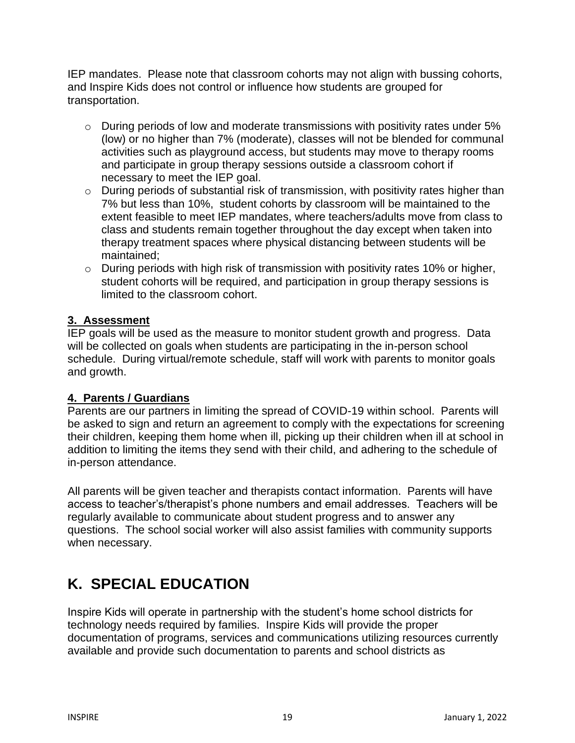IEP mandates. Please note that classroom cohorts may not align with bussing cohorts, and Inspire Kids does not control or influence how students are grouped for transportation.

- During periods of low and moderate transmissions with positivity rates under 5% (low) or no higher than 7% (moderate), classes will not be blended for communal activities such as playground access, but students may move to therapy rooms and participate in group therapy sessions outside a classroom cohort if necessary to meet the IEP goal.
- During periods of substantial risk of transmission, with positivity rates higher than 7% but less than 10%, student cohorts by classroom will be maintained to the extent feasible to meet IEP mandates, where teachers/adults move from class to class and students remain together throughout the day except when taken into therapy treatment spaces where physical distancing between students will be maintained;
- During periods with high risk of transmission with positivity rates 10% or higher, student cohorts will be required, and participation in group therapy sessions is limited to the classroom cohort.

### 3. Assessment

IEP goals will be used as the measure to monitor student growth and progress. Data will be collected on goals when students are participating in the in-person school schedule. During virtual/remote schedule, staff will work with parents to monitor goals and growth.

### 4. Parents / Guardians

Parents are our partners in limiting the spread of COVID-19 within school. Parents will be asked to sign and return an agreement to comply with the expectations for screening their children, keeping them home when ill, picking up their children when ill at school in addition to limiting the items they send with their child, and adhering to the schedule of in-person attendance.

All parents will be given teacher and therapists contact information. Parents will have access to teacher's/therapist's phone numbers and email addresses. Teachers will be regularly available to communicate about student progress and to answer any questions. The school social worker will also assist families with community supports when necessary.

# K. SPECIAL EDUCATION

Inspire Kids will operate in partnership with the student's home school districts for technology needs required by families. Inspire Kids will provide the proper documentation of programs, services and communications utilizing resources currently available and provide such documentation to parents and school districts as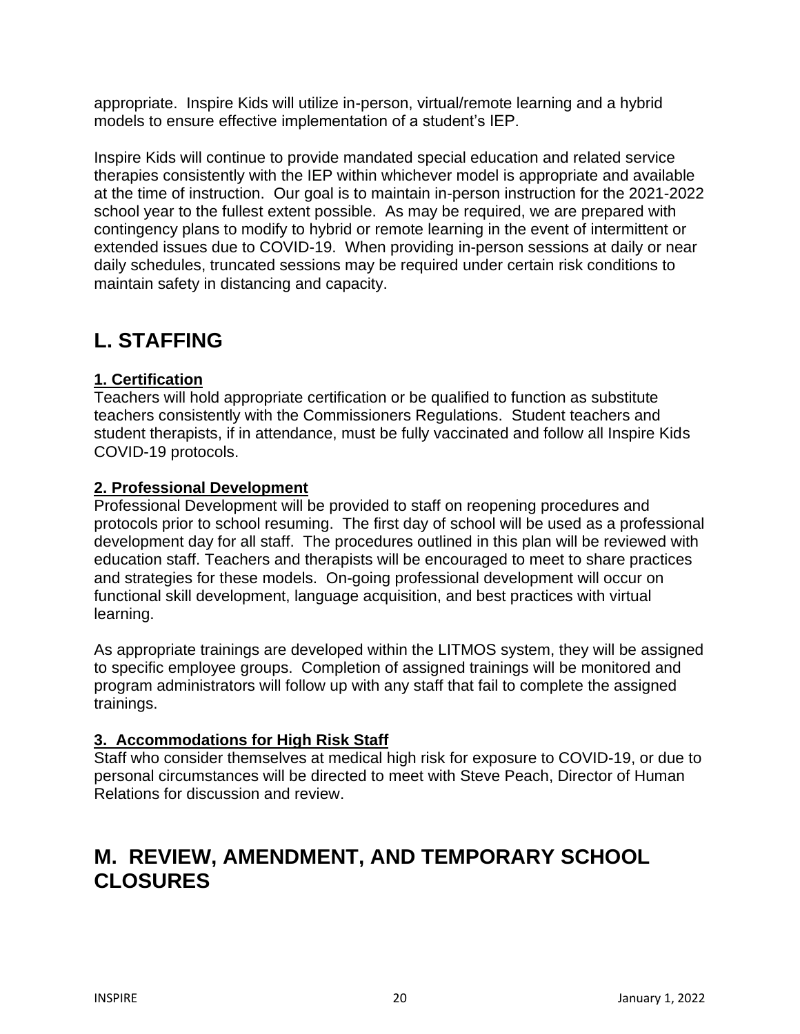appropriate. Inspire Kids will utilize in-person, virtual/remote learning and a hybrid models to ensure effective implementation of a student's IEP.

Inspire Kids will continue to provide mandated special education and related service therapies consistently with the IEP within whichever model is appropriate and available at the time of instruction. Our goal is to maintain in-person instruction for the 2021-2022 school year to the fullest extent possible. As may be required, we are prepared with contingency plans to modify to hybrid or remote learning in the event of intermittent or extended issues due to COVID-19. When providing in-person sessions at daily or near daily schedules, truncated sessions may be required under certain risk conditions to maintain safety in distancing and capacity.

# L. STAFFING

### 1. Certification

Teachers will hold appropriate certification or be qualified to function as substitute teachers consistently with the Commissioners Regulations. Student teachers and student therapists, if in attendance, must be fully vaccinated and follow all Inspire Kids COVID-19 protocols.

### 2. Professional Development

Professional Development will be provided to staff on reopening procedures and protocols prior to school resuming. The first day of school will be used as a professional development day for all staff. The procedures outlined in this plan will be reviewed with education staff. Teachers and therapists will be encouraged to meet to share practices and strategies for these models. On-going professional development will occur on functional skill development, language acquisition, and best practices with virtual learning.

As appropriate trainings are developed within the LITMOS system, they will be assigned to specific employee groups. Completion of assigned trainings will be monitored and program administrators will follow up with any staff that fail to complete the assigned trainings.

### 3. Accommodations for High Risk Staff

Staff who consider themselves at medical high risk for exposure to COVID-19, or due to personal circumstances will be directed to meet with Steve Peach, Director of Human Relations for discussion and review.

# M. REVIEW, AMENDMENT, AND TEMPORARY SCHOOL CLOSURES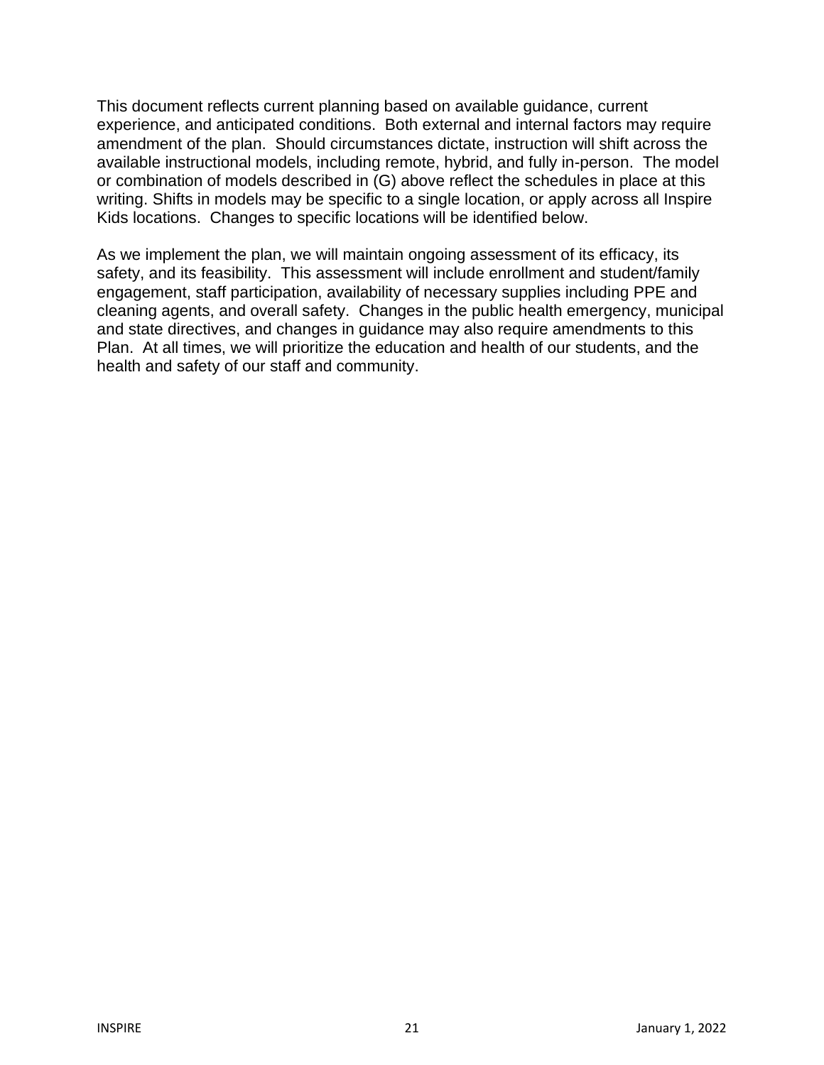This document reflects current planning based on available guidance, current experience, and anticipated conditions. Both external and internal factors may require amendment of the plan. Should circumstances dictate, instruction will shift across the available instructional models, including remote, hybrid, and fully in-person. The model or combination of models described in (G) above reflect the schedules in place at this writing. Shifts in models may be specific to a single location, or apply across all Inspire Kids locations. Changes to specific locations will be identified below.

As we implement the plan, we will maintain ongoing assessment of its efficacy, its safety, and its feasibility. This assessment will include enrollment and student/family engagement, staff participation, availability of necessary supplies including PPE and cleaning agents, and overall safety. Changes in the public health emergency, municipal and state directives, and changes in guidance may also require amendments to this Plan. At all times, we will prioritize the education and health of our students, and the health and safety of our staff and community.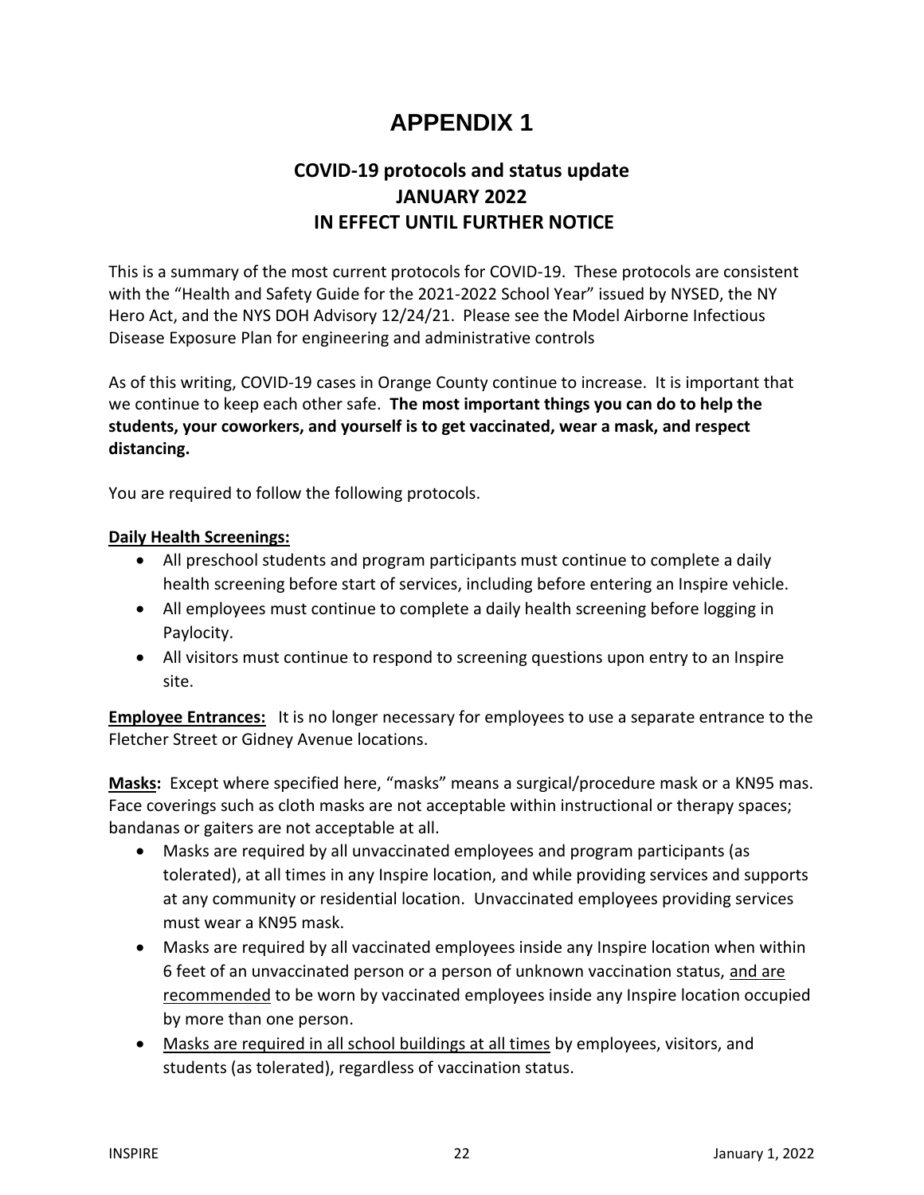# APPENDIX 1

## COVID-19 protocols and status update
## JANUARY 2022
## IN EFFECT UNTIL FURTHER NOTICE

This is a summary of the most current protocols for COVID-19. These protocols are consistent with the "Health and Safety Guide for the 2021-2022 School Year" issued by NYSED, the NY Hero Act, and the NYS DOH Advisory 12/24/21. Please see the Model Airborne Infectious Disease Exposure Plan for engineering and administrative controls

As of this writing, COVID-19 cases in Orange County continue to increase. It is important that we continue to keep each other safe. **The most important things you can do to help the students, your coworkers, and yourself is to get vaccinated, wear a mask, and respect distancing.**

You are required to follow the following protocols.

<u>**Daily Health Screenings:**</u>

- All preschool students and program participants must continue to complete a daily health screening before start of services, including before entering an Inspire vehicle.
- All employees must continue to complete a daily health screening before logging in Paylocity.
- All visitors must continue to respond to screening questions upon entry to an Inspire site.

<u>**Employee Entrances:**</u> It is no longer necessary for employees to use a separate entrance to the Fletcher Street or Gidney Avenue locations.

<u>**Masks**</u>**:** Except where specified here, "masks" means a surgical/procedure mask or a KN95 mas. Face coverings such as cloth masks are not acceptable within instructional or therapy spaces; bandanas or gaiters are not acceptable at all.

- Masks are required by all unvaccinated employees and program participants (as tolerated), at all times in any Inspire location, and while providing services and supports at any community or residential location. Unvaccinated employees providing services must wear a KN95 mask.
- Masks are required by all vaccinated employees inside any Inspire location when within 6 feet of an unvaccinated person or a person of unknown vaccination status, <u>and are recommended</u> to be worn by vaccinated employees inside any Inspire location occupied by more than one person.
- <u>Masks are required in all school buildings at all times</u> by employees, visitors, and students (as tolerated), regardless of vaccination status.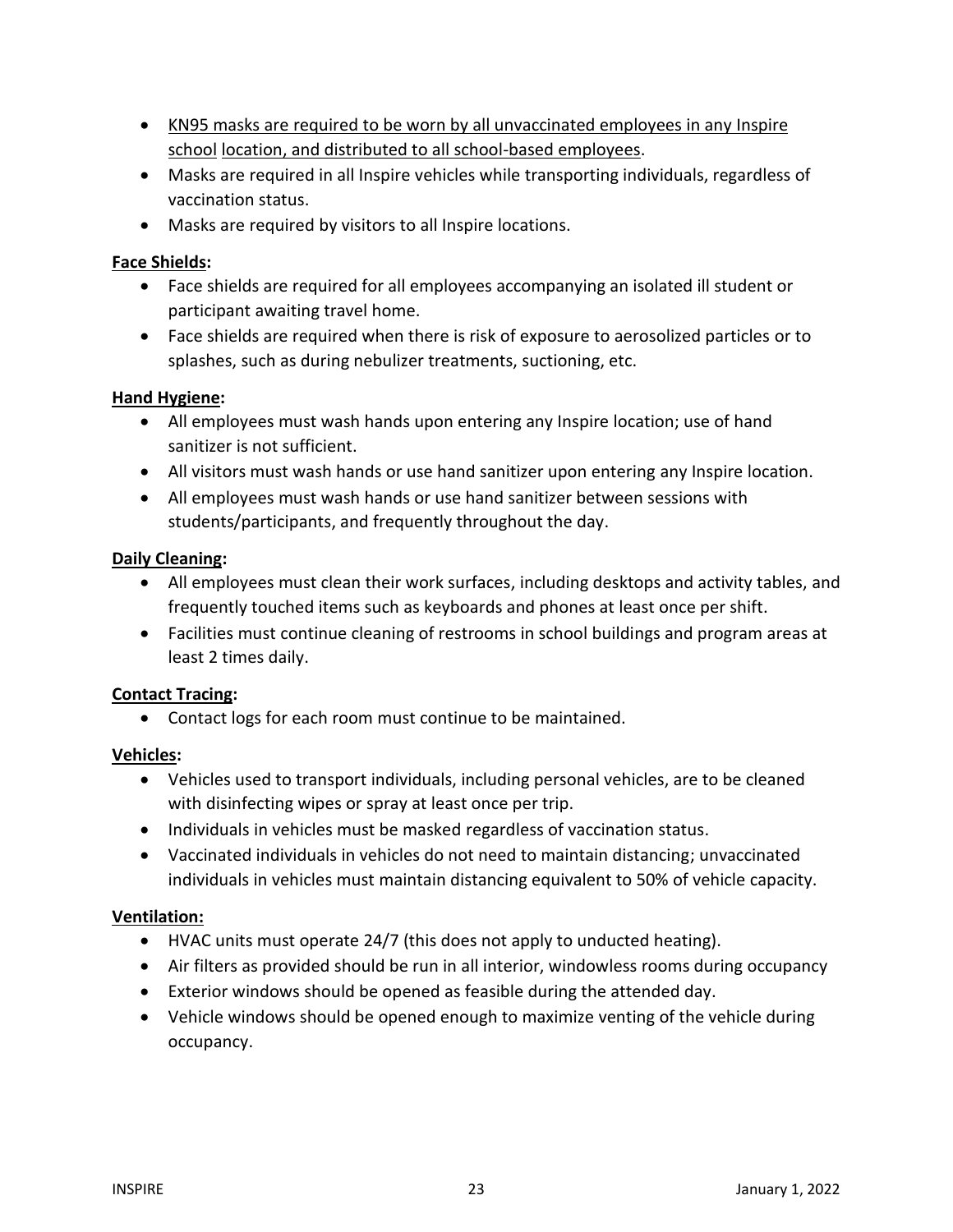- <u>KN95 masks are required to be worn by all unvaccinated employees in any Inspire school location, and distributed to all school-based employees</u>.
- Masks are required in all Inspire vehicles while transporting individuals, regardless of vaccination status.
- Masks are required by visitors to all Inspire locations.

**<u>Face Shields</u>:**

- Face shields are required for all employees accompanying an isolated ill student or participant awaiting travel home.
- Face shields are required when there is risk of exposure to aerosolized particles or to splashes, such as during nebulizer treatments, suctioning, etc.

**<u>Hand Hygiene</u>:**

- All employees must wash hands upon entering any Inspire location; use of hand sanitizer is not sufficient.
- All visitors must wash hands or use hand sanitizer upon entering any Inspire location.
- All employees must wash hands or use hand sanitizer between sessions with students/participants, and frequently throughout the day.

**<u>Daily Cleaning</u>:**

- All employees must clean their work surfaces, including desktops and activity tables, and frequently touched items such as keyboards and phones at least once per shift.
- Facilities must continue cleaning of restrooms in school buildings and program areas at least 2 times daily.

**<u>Contact Tracing</u>:**

- Contact logs for each room must continue to be maintained.

**<u>Vehicles</u>:**

- Vehicles used to transport individuals, including personal vehicles, are to be cleaned with disinfecting wipes or spray at least once per trip.
- Individuals in vehicles must be masked regardless of vaccination status.
- Vaccinated individuals in vehicles do not need to maintain distancing; unvaccinated individuals in vehicles must maintain distancing equivalent to 50% of vehicle capacity.

**<u>Ventilation:</u>**

- HVAC units must operate 24/7 (this does not apply to unducted heating).
- Air filters as provided should be run in all interior, windowless rooms during occupancy
- Exterior windows should be opened as feasible during the attended day.
- Vehicle windows should be opened enough to maximize venting of the vehicle during occupancy.